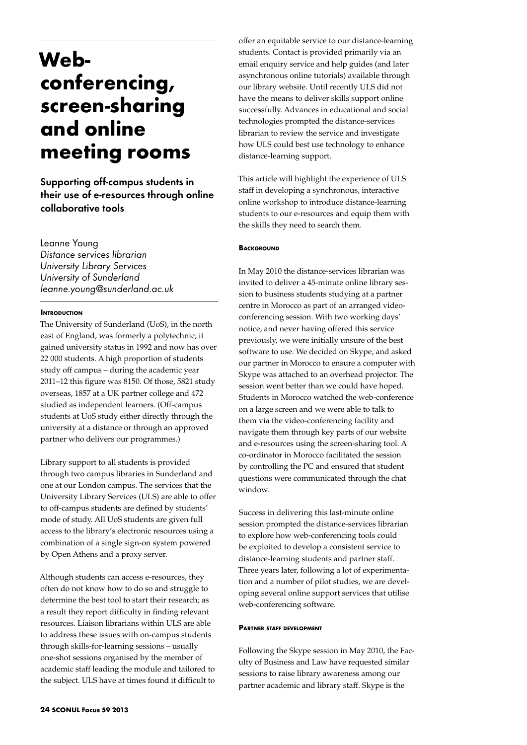# Web-conferencing, screen-sharing and online meeting rooms

## Supporting off-campus students in their use of e-resources through online collaborative tools

Leanne Young
*Distance services librarian*
*University Library Services*
*University of Sunderland*
*leanne.young@sunderland.ac.uk*

### Introduction

The University of Sunderland (UoS), in the north east of England, was formerly a polytechnic; it gained university status in 1992 and now has over 22 000 students. A high proportion of students study off campus – during the academic year 2011–12 this figure was 8150. Of those, 5821 study overseas, 1857 at a UK partner college and 472 studied as independent learners. (Off-campus students at UoS study either directly through the university at a distance or through an approved partner who delivers our programmes.)

Library support to all students is provided through two campus libraries in Sunderland and one at our London campus. The services that the University Library Services (ULS) are able to offer to off-campus students are defined by students' mode of study. All UoS students are given full access to the library's electronic resources using a combination of a single sign-on system powered by Open Athens and a proxy server.

Although students can access e-resources, they often do not know how to do so and struggle to determine the best tool to start their research; as a result they report difficulty in finding relevant resources. Liaison librarians within ULS are able to address these issues with on-campus students through skills-for-learning sessions – usually one-shot sessions organised by the member of academic staff leading the module and tailored to the subject. ULS have at times found it difficult to offer an equitable service to our distance-learning students. Contact is provided primarily via an email enquiry service and help guides (and later asynchronous online tutorials) available through our library website. Until recently ULS did not have the means to deliver skills support online successfully. Advances in educational and social technologies prompted the distance-services librarian to review the service and investigate how ULS could best use technology to enhance distance-learning support.

This article will highlight the experience of ULS staff in developing a synchronous, interactive online workshop to introduce distance-learning students to our e-resources and equip them with the skills they need to search them.

### Background

In May 2010 the distance-services librarian was invited to deliver a 45-minute online library session to business students studying at a partner centre in Morocco as part of an arranged video-conferencing session. With two working days' notice, and never having offered this service previously, we were initially unsure of the best software to use. We decided on Skype, and asked our partner in Morocco to ensure a computer with Skype was attached to an overhead projector. The session went better than we could have hoped. Students in Morocco watched the web-conference on a large screen and we were able to talk to them via the video-conferencing facility and navigate them through key parts of our website and e-resources using the screen-sharing tool. A co-ordinator in Morocco facilitated the session by controlling the PC and ensured that student questions were communicated through the chat window.

Success in delivering this last-minute online session prompted the distance-services librarian to explore how web-conferencing tools could be exploited to develop a consistent service to distance-learning students and partner staff. Three years later, following a lot of experimentation and a number of pilot studies, we are developing several online support services that utilise web-conferencing software.

### Partner staff development

Following the Skype session in May 2010, the Faculty of Business and Law have requested similar sessions to raise library awareness among our partner academic and library staff. Skype is the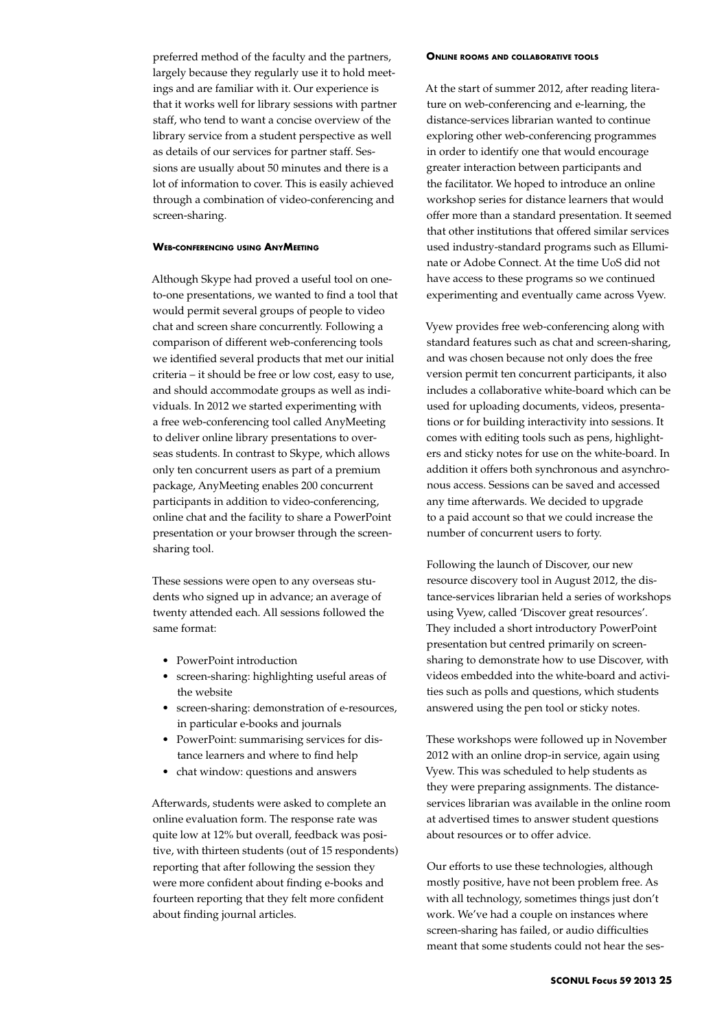preferred method of the faculty and the partners, largely because they regularly use it to hold meetings and are familiar with it. Our experience is that it works well for library sessions with partner staff, who tend to want a concise overview of the library service from a student perspective as well as details of our services for partner staff. Sessions are usually about 50 minutes and there is a lot of information to cover. This is easily achieved through a combination of video-conferencing and screen-sharing.

#### Web-conferencing using AnyMeeting

Although Skype had proved a useful tool on one-to-one presentations, we wanted to find a tool that would permit several groups of people to video chat and screen share concurrently. Following a comparison of different web-conferencing tools we identified several products that met our initial criteria – it should be free or low cost, easy to use, and should accommodate groups as well as individuals. In 2012 we started experimenting with a free web-conferencing tool called AnyMeeting to deliver online library presentations to overseas students. In contrast to Skype, which allows only ten concurrent users as part of a premium package, AnyMeeting enables 200 concurrent participants in addition to video-conferencing, online chat and the facility to share a PowerPoint presentation or your browser through the screen-sharing tool.

These sessions were open to any overseas students who signed up in advance; an average of twenty attended each. All sessions followed the same format:

- PowerPoint introduction
- screen-sharing: highlighting useful areas of the website
- screen-sharing: demonstration of e-resources, in particular e-books and journals
- PowerPoint: summarising services for distance learners and where to find help
- chat window: questions and answers

Afterwards, students were asked to complete an online evaluation form. The response rate was quite low at 12% but overall, feedback was positive, with thirteen students (out of 15 respondents) reporting that after following the session they were more confident about finding e-books and fourteen reporting that they felt more confident about finding journal articles.

#### Online rooms and collaborative tools

At the start of summer 2012, after reading literature on web-conferencing and e-learning, the distance-services librarian wanted to continue exploring other web-conferencing programmes in order to identify one that would encourage greater interaction between participants and the facilitator. We hoped to introduce an online workshop series for distance learners that would offer more than a standard presentation. It seemed that other institutions that offered similar services used industry-standard programs such as Elluminate or Adobe Connect. At the time UoS did not have access to these programs so we continued experimenting and eventually came across Vyew.

Vyew provides free web-conferencing along with standard features such as chat and screen-sharing, and was chosen because not only does the free version permit ten concurrent participants, it also includes a collaborative white-board which can be used for uploading documents, videos, presentations or for building interactivity into sessions. It comes with editing tools such as pens, highlighters and sticky notes for use on the white-board. In addition it offers both synchronous and asynchronous access. Sessions can be saved and accessed any time afterwards. We decided to upgrade to a paid account so that we could increase the number of concurrent users to forty.

Following the launch of Discover, our new resource discovery tool in August 2012, the distance-services librarian held a series of workshops using Vyew, called 'Discover great resources'. They included a short introductory PowerPoint presentation but centred primarily on screen-sharing to demonstrate how to use Discover, with videos embedded into the white-board and activities such as polls and questions, which students answered using the pen tool or sticky notes.

These workshops were followed up in November 2012 with an online drop-in service, again using Vyew. This was scheduled to help students as they were preparing assignments. The distance-services librarian was available in the online room at advertised times to answer student questions about resources or to offer advice.

Our efforts to use these technologies, although mostly positive, have not been problem free. As with all technology, sometimes things just don't work. We've had a couple on instances where screen-sharing has failed, or audio difficulties meant that some students could not hear the ses-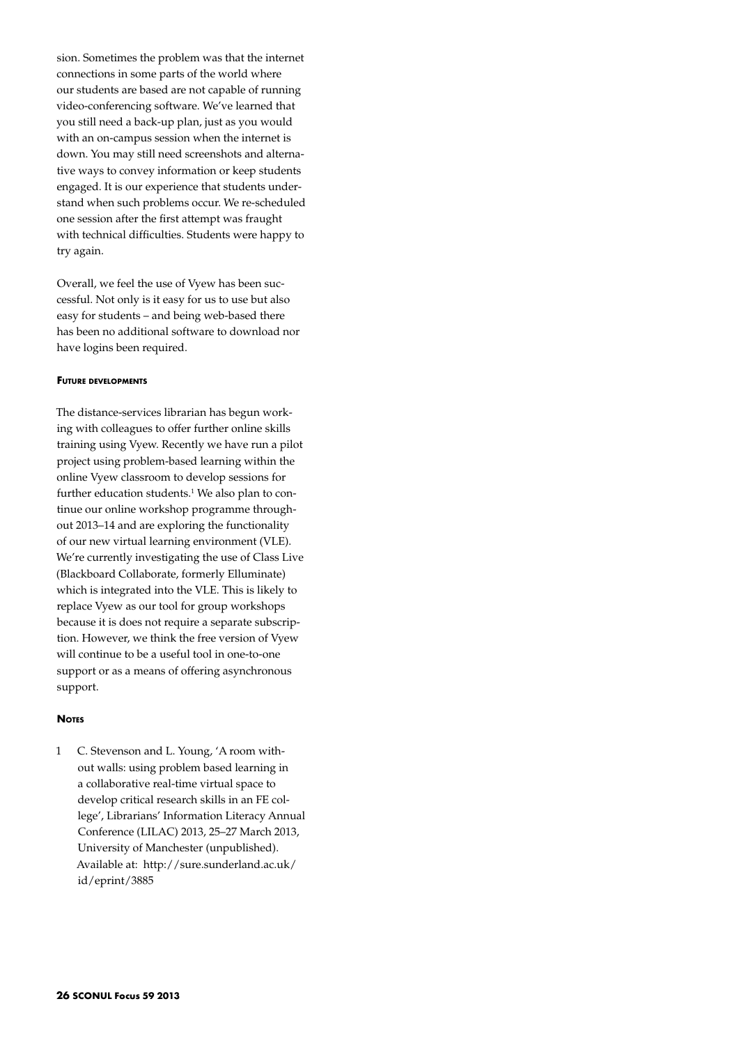sion. Sometimes the problem was that the internet connections in some parts of the world where our students are based are not capable of running video-conferencing software. We've learned that you still need a back-up plan, just as you would with an on-campus session when the internet is down. You may still need screenshots and alternative ways to convey information or keep students engaged. It is our experience that students understand when such problems occur. We re-scheduled one session after the first attempt was fraught with technical difficulties. Students were happy to try again.

Overall, we feel the use of Vyew has been successful. Not only is it easy for us to use but also easy for students – and being web-based there has been no additional software to download nor have logins been required.

#### Future developments

The distance-services librarian has begun working with colleagues to offer further online skills training using Vyew. Recently we have run a pilot project using problem-based learning within the online Vyew classroom to develop sessions for further education students.[1] We also plan to continue our online workshop programme throughout 2013–14 and are exploring the functionality of our new virtual learning environment (VLE). We're currently investigating the use of Class Live (Blackboard Collaborate, formerly Elluminate) which is integrated into the VLE. This is likely to replace Vyew as our tool for group workshops because it is does not require a separate subscription. However, we think the free version of Vyew will continue to be a useful tool in one-to-one support or as a means of offering asynchronous support.

#### Notes

1 C. Stevenson and L. Young, 'A room without walls: using problem based learning in a collaborative real-time virtual space to develop critical research skills in an FE college', Librarians' Information Literacy Annual Conference (LILAC) 2013, 25–27 March 2013, University of Manchester (unpublished). Available at: http://sure.sunderland.ac.uk/id/eprint/3885